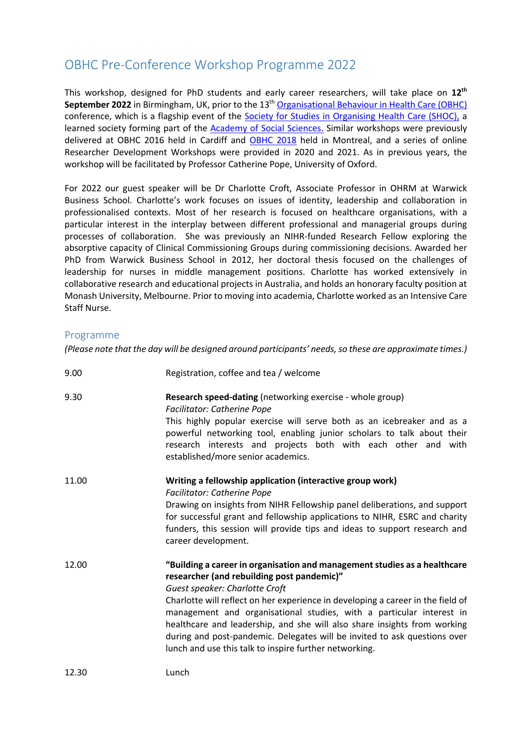# OBHC Pre-Conference Workshop Programme 2022

This workshop, designed for PhD students and early career researchers, will take place on **12th September 2022** in Birmingham, UK, prior to the 13th [Organisational Behaviour in Health Care (OBHC)] conference, which is a flagship event of the [Society for Studies in Organising Health Care (SHOC),] a learned society forming part of the [Academy of Social Sciences.] Similar workshops were previously delivered at OBHC 2016 held in Cardiff and [OBHC 2018] held in Montreal, and a series of online Researcher Development Workshops were provided in 2020 and 2021. As in previous years, the workshop will be facilitated by Professor Catherine Pope, University of Oxford.

For 2022 our guest speaker will be Dr Charlotte Croft, Associate Professor in OHRM at Warwick Business School. Charlotte's work focuses on issues of identity, leadership and collaboration in professionalised contexts. Most of her research is focused on healthcare organisations, with a particular interest in the interplay between different professional and managerial groups during processes of collaboration. She was previously an NIHR-funded Research Fellow exploring the absorptive capacity of Clinical Commissioning Groups during commissioning decisions. Awarded her PhD from Warwick Business School in 2012, her doctoral thesis focused on the challenges of leadership for nurses in middle management positions. Charlotte has worked extensively in collaborative research and educational projects in Australia, and holds an honorary faculty position at Monash University, Melbourne. Prior to moving into academia, Charlotte worked as an Intensive Care Staff Nurse.

## Programme

*(Please note that the day will be designed around participants' needs, so these are approximate times.)*

| | |
|---|---|
| 9.00 | Registration, coffee and tea / welcome |
| 9.30 | **Research speed-dating** (networking exercise - whole group)<br>*Facilitator: Catherine Pope*<br>This highly popular exercise will serve both as an icebreaker and as a powerful networking tool, enabling junior scholars to talk about their research interests and projects both with each other and with established/more senior academics. |
| 11.00 | **Writing a fellowship application (interactive group work)**<br>*Facilitator: Catherine Pope*<br>Drawing on insights from NIHR Fellowship panel deliberations, and support for successful grant and fellowship applications to NIHR, ESRC and charity funders, this session will provide tips and ideas to support research and career development. |
| 12.00 | **"Building a career in organisation and management studies as a healthcare researcher (and rebuilding post pandemic)"**<br>*Guest speaker: Charlotte Croft*<br>Charlotte will reflect on her experience in developing a career in the field of management and organisational studies, with a particular interest in healthcare and leadership, and she will also share insights from working during and post-pandemic. Delegates will be invited to ask questions over lunch and use this talk to inspire further networking. |
| 12.30 | Lunch |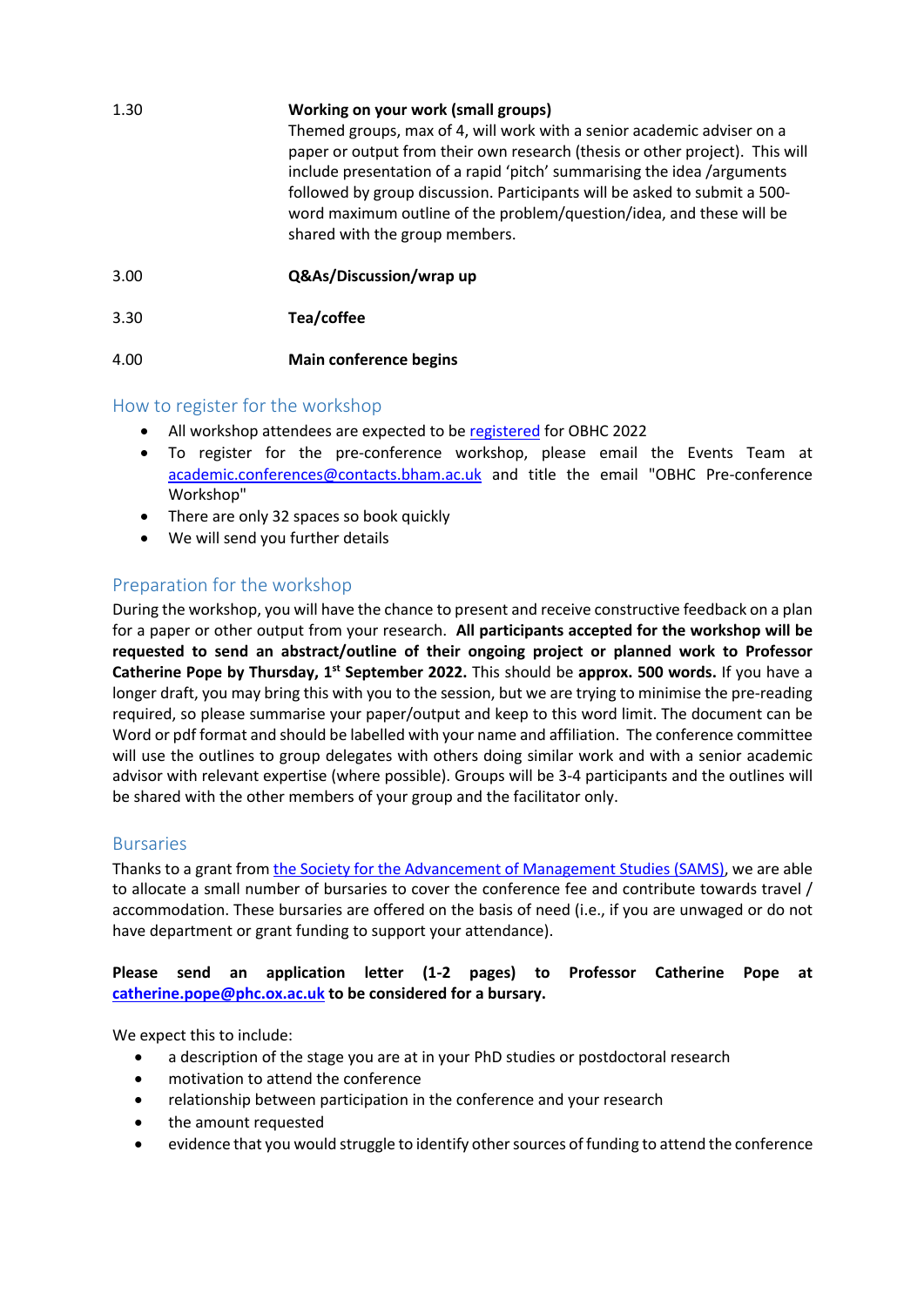| | |
|---|---|
| 1.30 | **Working on your work (small groups)**<br>Themed groups, max of 4, will work with a senior academic adviser on a paper or output from their own research (thesis or other project). This will include presentation of a rapid 'pitch' summarising the idea /arguments followed by group discussion. Participants will be asked to submit a 500-word maximum outline of the problem/question/idea, and these will be shared with the group members. |
| 3.00 | **Q&As/Discussion/wrap up** |
| 3.30 | **Tea/coffee** |
| 4.00 | **Main conference begins** |

## How to register for the workshop

- All workshop attendees are expected to be [registered](#) for OBHC 2022
- To register for the pre-conference workshop, please email the Events Team at [academic.conferences@contacts.bham.ac.uk](mailto:academic.conferences@contacts.bham.ac.uk) and title the email "OBHC Pre-conference Workshop"
- There are only 32 spaces so book quickly
- We will send you further details

## Preparation for the workshop

During the workshop, you will have the chance to present and receive constructive feedback on a plan for a paper or other output from your research. **All participants accepted for the workshop will be requested to send an abstract/outline of their ongoing project or planned work to Professor Catherine Pope by Thursday, 1st September 2022.** This should be **approx. 500 words.** If you have a longer draft, you may bring this with you to the session, but we are trying to minimise the pre-reading required, so please summarise your paper/output and keep to this word limit. The document can be Word or pdf format and should be labelled with your name and affiliation. The conference committee will use the outlines to group delegates with others doing similar work and with a senior academic advisor with relevant expertise (where possible). Groups will be 3-4 participants and the outlines will be shared with the other members of your group and the facilitator only.

## Bursaries

Thanks to a grant from [the Society for the Advancement of Management Studies (SAMS)](#), we are able to allocate a small number of bursaries to cover the conference fee and contribute towards travel / accommodation. These bursaries are offered on the basis of need (i.e., if you are unwaged or do not have department or grant funding to support your attendance).

**Please send an application letter (1-2 pages) to Professor Catherine Pope at [catherine.pope@phc.ox.ac.uk](mailto:catherine.pope@phc.ox.ac.uk) to be considered for a bursary.**

We expect this to include:

- a description of the stage you are at in your PhD studies or postdoctoral research
- motivation to attend the conference
- relationship between participation in the conference and your research
- the amount requested
- evidence that you would struggle to identify other sources of funding to attend the conference